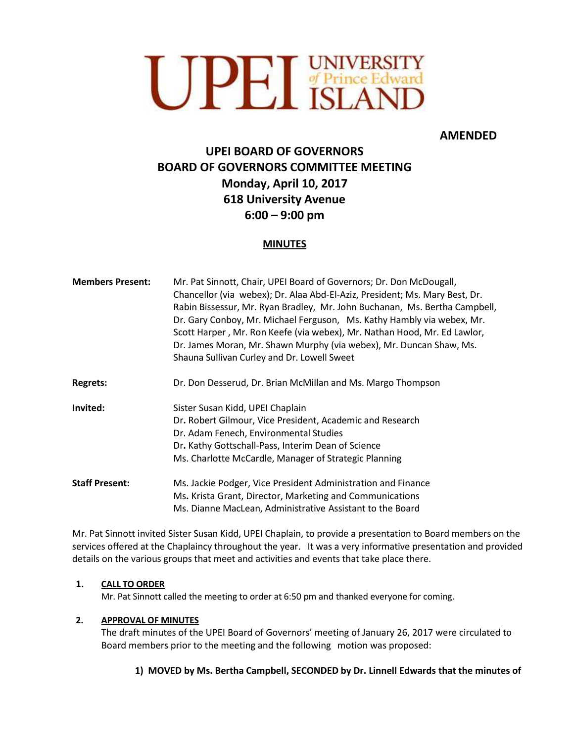UPEI UNIVERSITY of Prince Edward ISLAND

**AMENDED**

# UPEI BOARD OF GOVERNORS
# BOARD OF GOVERNORS COMMITTEE MEETING
## Monday, April 10, 2017
## 618 University Avenue
## 6:00 – 9:00 pm

**MINUTES**

**Members Present:** Mr. Pat Sinnott, Chair, UPEI Board of Governors; Dr. Don McDougall, Chancellor (via webex); Dr. Alaa Abd-El-Aziz, President; Ms. Mary Best, Dr. Rabin Bissessur, Mr. Ryan Bradley, Mr. John Buchanan, Ms. Bertha Campbell, Dr. Gary Conboy, Mr. Michael Ferguson, Ms. Kathy Hambly via webex, Mr. Scott Harper , Mr. Ron Keefe (via webex), Mr. Nathan Hood, Mr. Ed Lawlor, Dr. James Moran, Mr. Shawn Murphy (via webex), Mr. Duncan Shaw, Ms. Shauna Sullivan Curley and Dr. Lowell Sweet

**Regrets:** Dr. Don Desserud, Dr. Brian McMillan and Ms. Margo Thompson

**Invited:** Sister Susan Kidd, UPEI Chaplain
Dr. Robert Gilmour, Vice President, Academic and Research
Dr. Adam Fenech, Environmental Studies
Dr. Kathy Gottschall-Pass, Interim Dean of Science
Ms. Charlotte McCardle, Manager of Strategic Planning

**Staff Present:** Ms. Jackie Podger, Vice President Administration and Finance
Ms. Krista Grant, Director, Marketing and Communications
Ms. Dianne MacLean, Administrative Assistant to the Board

Mr. Pat Sinnott invited Sister Susan Kidd, UPEI Chaplain, to provide a presentation to Board members on the services offered at the Chaplaincy throughout the year. It was a very informative presentation and provided details on the various groups that meet and activities and events that take place there.

1. **CALL TO ORDER**
   Mr. Pat Sinnott called the meeting to order at 6:50 pm and thanked everyone for coming.

2. **APPROVAL OF MINUTES**
   The draft minutes of the UPEI Board of Governors' meeting of January 26, 2017 were circulated to Board members prior to the meeting and the following motion was proposed:

   **1) MOVED by Ms. Bertha Campbell, SECONDED by Dr. Linnell Edwards that the minutes of**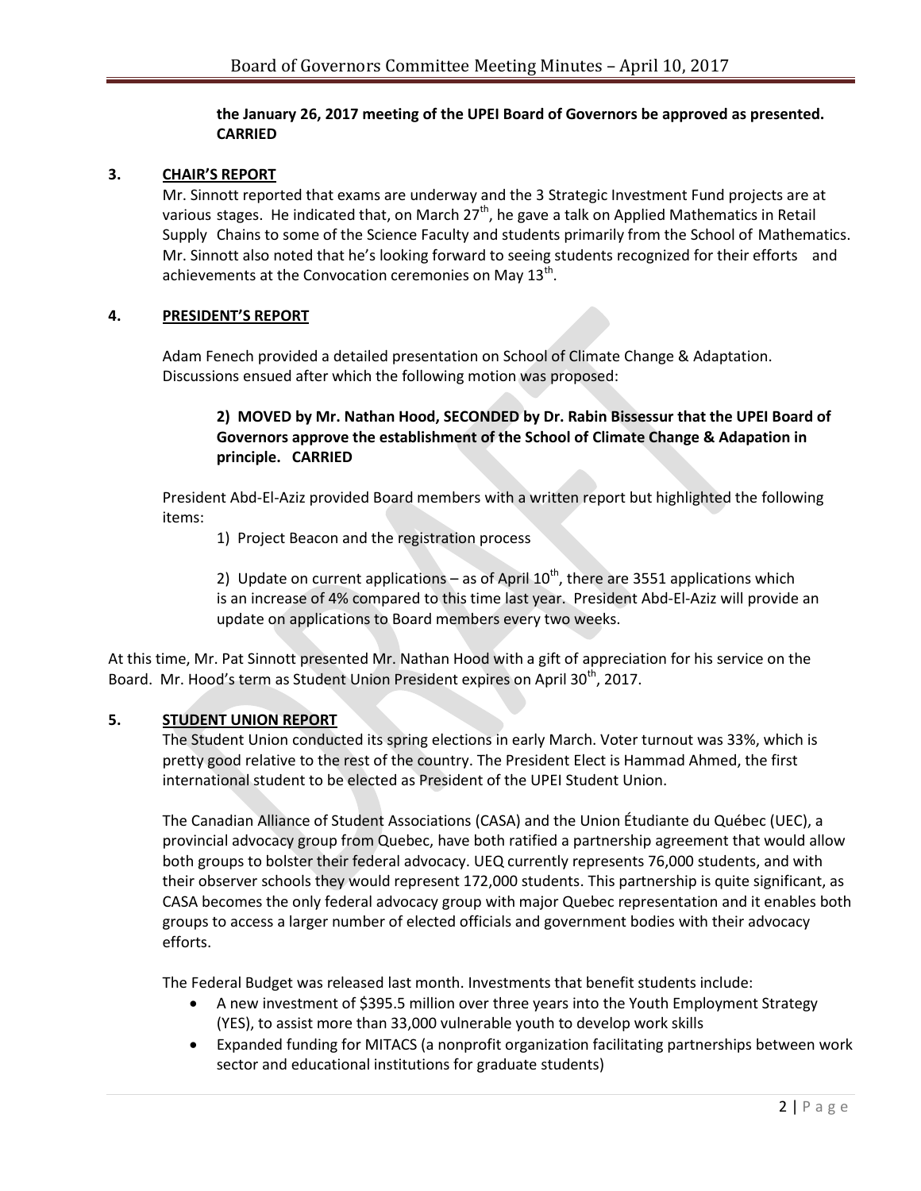**the January 26, 2017 meeting of the UPEI Board of Governors be approved as presented. CARRIED**

## 3. CHAIR'S REPORT

Mr. Sinnott reported that exams are underway and the 3 Strategic Investment Fund projects are at various stages. He indicated that, on March 27th, he gave a talk on Applied Mathematics in Retail Supply Chains to some of the Science Faculty and students primarily from the School of Mathematics. Mr. Sinnott also noted that he's looking forward to seeing students recognized for their efforts and achievements at the Convocation ceremonies on May 13th.

## 4. PRESIDENT'S REPORT

Adam Fenech provided a detailed presentation on School of Climate Change & Adaptation. Discussions ensued after which the following motion was proposed:

> **2) MOVED by Mr. Nathan Hood, SECONDED by Dr. Rabin Bissessur that the UPEI Board of Governors approve the establishment of the School of Climate Change & Adapation in principle. CARRIED**

President Abd-El-Aziz provided Board members with a written report but highlighted the following items:

1) Project Beacon and the registration process

2) Update on current applications – as of April 10th, there are 3551 applications which is an increase of 4% compared to this time last year. President Abd-El-Aziz will provide an update on applications to Board members every two weeks.

At this time, Mr. Pat Sinnott presented Mr. Nathan Hood with a gift of appreciation for his service on the Board. Mr. Hood's term as Student Union President expires on April 30th, 2017.

## 5. STUDENT UNION REPORT

The Student Union conducted its spring elections in early March. Voter turnout was 33%, which is pretty good relative to the rest of the country. The President Elect is Hammad Ahmed, the first international student to be elected as President of the UPEI Student Union.

The Canadian Alliance of Student Associations (CASA) and the Union Étudiante du Québec (UEC), a provincial advocacy group from Quebec, have both ratified a partnership agreement that would allow both groups to bolster their federal advocacy. UEQ currently represents 76,000 students, and with their observer schools they would represent 172,000 students. This partnership is quite significant, as CASA becomes the only federal advocacy group with major Quebec representation and it enables both groups to access a larger number of elected officials and government bodies with their advocacy efforts.

The Federal Budget was released last month. Investments that benefit students include:

- A new investment of $395.5 million over three years into the Youth Employment Strategy (YES), to assist more than 33,000 vulnerable youth to develop work skills
- Expanded funding for MITACS (a nonprofit organization facilitating partnerships between work sector and educational institutions for graduate students)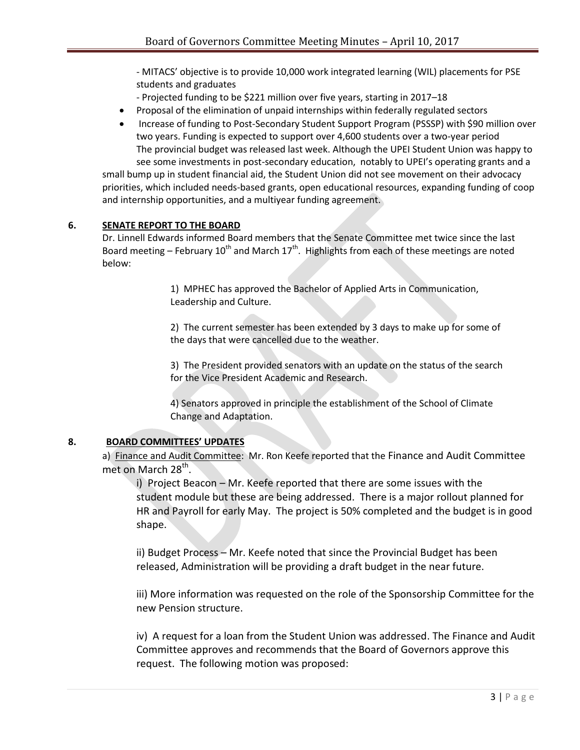- MITACS' objective is to provide 10,000 work integrated learning (WIL) placements for PSE students and graduates

- Projected funding to be $221 million over five years, starting in 2017–18

- Proposal of the elimination of unpaid internships within federally regulated sectors
- Increase of funding to Post-Secondary Student Support Program (PSSSP) with $90 million over two years. Funding is expected to support over 4,600 students over a two-year period

The provincial budget was released last week. Although the UPEI Student Union was happy to see some investments in post-secondary education, notably to UPEI's operating grants and a small bump up in student financial aid, the Student Union did not see movement on their advocacy priorities, which included needs-based grants, open educational resources, expanding funding of coop and internship opportunities, and a multiyear funding agreement.

**6. SENATE REPORT TO THE BOARD**

Dr. Linnell Edwards informed Board members that the Senate Committee met twice since the last Board meeting – February 10th and March 17th. Highlights from each of these meetings are noted below:

1) MPHEC has approved the Bachelor of Applied Arts in Communication, Leadership and Culture.

2) The current semester has been extended by 3 days to make up for some of the days that were cancelled due to the weather.

3) The President provided senators with an update on the status of the search for the Vice President Academic and Research.

4) Senators approved in principle the establishment of the School of Climate Change and Adaptation.

**8. BOARD COMMITTEES' UPDATES**

a) Finance and Audit Committee: Mr. Ron Keefe reported that the Finance and Audit Committee met on March 28th.

i) Project Beacon – Mr. Keefe reported that there are some issues with the student module but these are being addressed. There is a major rollout planned for HR and Payroll for early May. The project is 50% completed and the budget is in good shape.

ii) Budget Process – Mr. Keefe noted that since the Provincial Budget has been released, Administration will be providing a draft budget in the near future.

iii) More information was requested on the role of the Sponsorship Committee for the new Pension structure.

iv) A request for a loan from the Student Union was addressed. The Finance and Audit Committee approves and recommends that the Board of Governors approve this request. The following motion was proposed: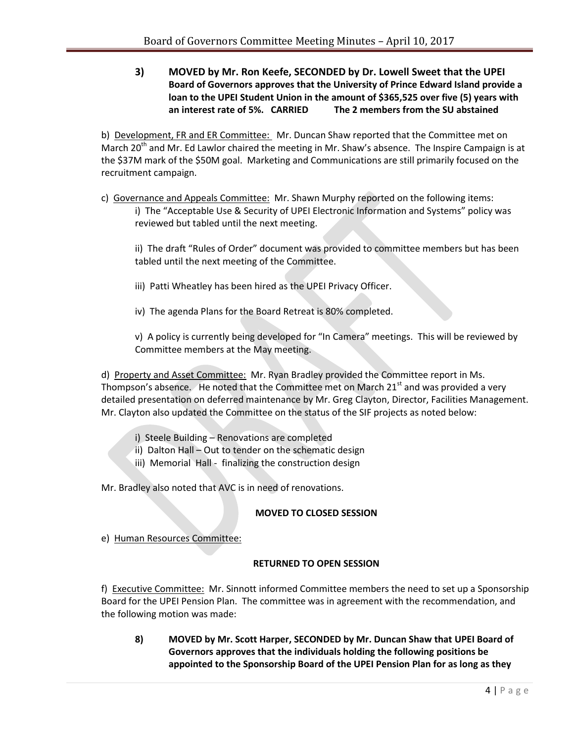**3) MOVED by Mr. Ron Keefe, SECONDED by Dr. Lowell Sweet that the UPEI Board of Governors approves that the University of Prince Edward Island provide a loan to the UPEI Student Union in the amount of $365,525 over five (5) years with an interest rate of 5%. CARRIED The 2 members from the SU abstained**

b) <u>Development, FR and ER Committee:</u> Mr. Duncan Shaw reported that the Committee met on March 20th and Mr. Ed Lawlor chaired the meeting in Mr. Shaw's absence. The Inspire Campaign is at the $37M mark of the $50M goal. Marketing and Communications are still primarily focused on the recruitment campaign.

c) <u>Governance and Appeals Committee:</u> Mr. Shawn Murphy reported on the following items:

i) The "Acceptable Use & Security of UPEI Electronic Information and Systems" policy was reviewed but tabled until the next meeting.

ii) The draft "Rules of Order" document was provided to committee members but has been tabled until the next meeting of the Committee.

iii) Patti Wheatley has been hired as the UPEI Privacy Officer.

iv) The agenda Plans for the Board Retreat is 80% completed.

v) A policy is currently being developed for "In Camera" meetings. This will be reviewed by Committee members at the May meeting.

d) <u>Property and Asset Committee:</u> Mr. Ryan Bradley provided the Committee report in Ms. Thompson's absence. He noted that the Committee met on March 21st and was provided a very detailed presentation on deferred maintenance by Mr. Greg Clayton, Director, Facilities Management. Mr. Clayton also updated the Committee on the status of the SIF projects as noted below:

i) Steele Building – Renovations are completed
ii) Dalton Hall – Out to tender on the schematic design
iii) Memorial Hall - finalizing the construction design

Mr. Bradley also noted that AVC is in need of renovations.

**MOVED TO CLOSED SESSION**

e) <u>Human Resources Committee:</u>

**RETURNED TO OPEN SESSION**

f) <u>Executive Committee:</u> Mr. Sinnott informed Committee members the need to set up a Sponsorship Board for the UPEI Pension Plan. The committee was in agreement with the recommendation, and the following motion was made:

**8) MOVED by Mr. Scott Harper, SECONDED by Mr. Duncan Shaw that UPEI Board of Governors approves that the individuals holding the following positions be appointed to the Sponsorship Board of the UPEI Pension Plan for as long as they**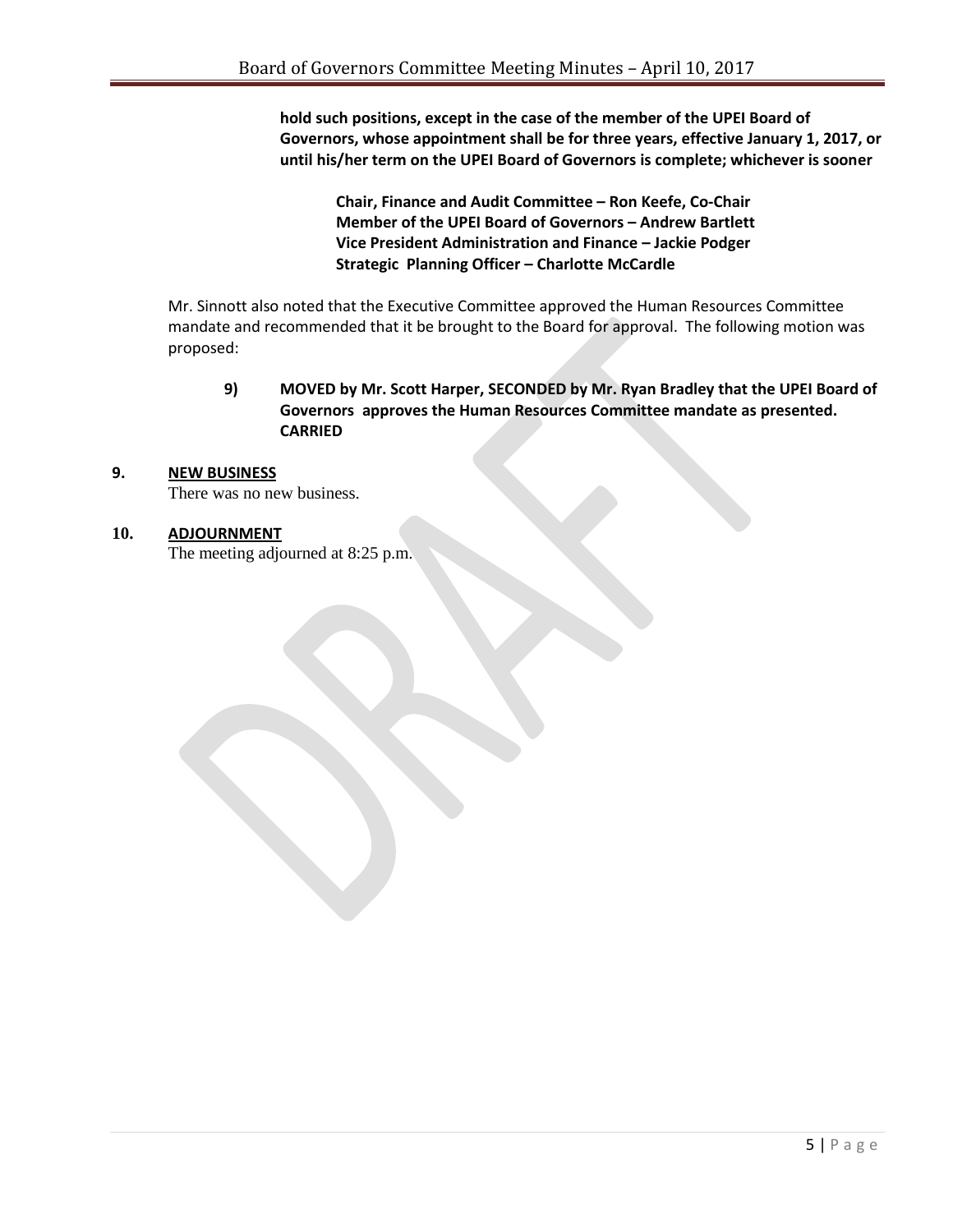**hold such positions, except in the case of the member of the UPEI Board of Governors, whose appointment shall be for three years, effective January 1, 2017, or until his/her term on the UPEI Board of Governors is complete; whichever is sooner**

**Chair, Finance and Audit Committee – Ron Keefe, Co-Chair**
**Member of the UPEI Board of Governors – Andrew Bartlett**
**Vice President Administration and Finance – Jackie Podger**
**Strategic Planning Officer – Charlotte McCardle**

Mr. Sinnott also noted that the Executive Committee approved the Human Resources Committee mandate and recommended that it be brought to the Board for approval. The following motion was proposed:

**9) MOVED by Mr. Scott Harper, SECONDED by Mr. Ryan Bradley that the UPEI Board of Governors approves the Human Resources Committee mandate as presented. CARRIED**

## 9. NEW BUSINESS

There was no new business.

## 10. ADJOURNMENT

The meeting adjourned at 8:25 p.m.